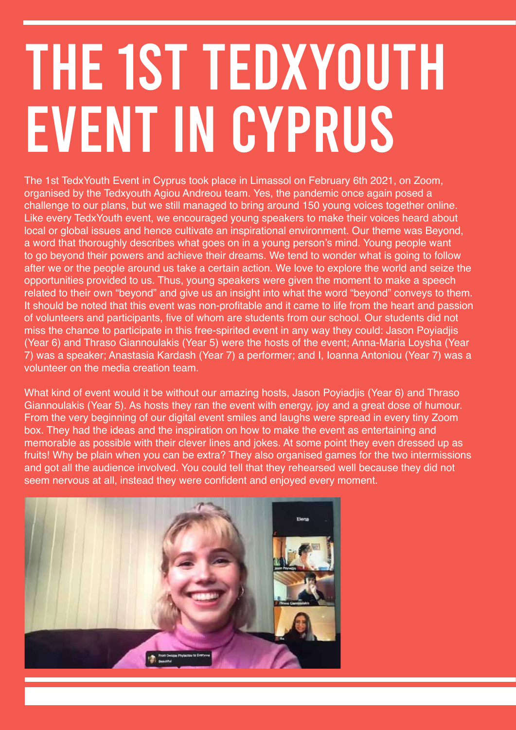# THE 1ST TEDXYOUTH EVENT IN CYPRUS

The 1st TedxYouth Event in Cyprus took place in Limassol on February 6th 2021, on Zoom, organised by the Tedxyouth Agiou Andreou team. Yes, the pandemic once again posed a challenge to our plans, but we still managed to bring around 150 young voices together online. Like every TedxYouth event, we encouraged young speakers to make their voices heard about local or global issues and hence cultivate an inspirational environment. Our theme was Beyond, a word that thoroughly describes what goes on in a young person's mind. Young people want to go beyond their powers and achieve their dreams. We tend to wonder what is going to follow after we or the people around us take a certain action. We love to explore the world and seize the opportunities provided to us. Thus, young speakers were given the moment to make a speech related to their own "beyond" and give us an insight into what the word "beyond" conveys to them. It should be noted that this event was non-profitable and it came to life from the heart and passion of volunteers and participants, five of whom are students from our school. Our students did not miss the chance to participate in this free-spirited event in any way they could: Jason Poyiadjis (Year 6) and Thraso Giannoulakis (Year 5) were the hosts of the event; Anna-Maria Loysha (Year 7) was a speaker; Anastasia Kardash (Year 7) a performer; and I, Ioanna Antoniou (Year 7) was a volunteer on the media creation team.

What kind of event would it be without our amazing hosts, Jason Poyiadjis (Year 6) and Thraso Giannoulakis (Year 5). As hosts they ran the event with energy, joy and a great dose of humour. From the very beginning of our digital event smiles and laughs were spread in every tiny Zoom box. They had the ideas and the inspiration on how to make the event as entertaining and memorable as possible with their clever lines and jokes. At some point they even dressed up as fruits! Why be plain when you can be extra? They also organised games for the two intermissions and got all the audience involved. You could tell that they rehearsed well because they did not seem nervous at all, instead they were confident and enjoyed every moment.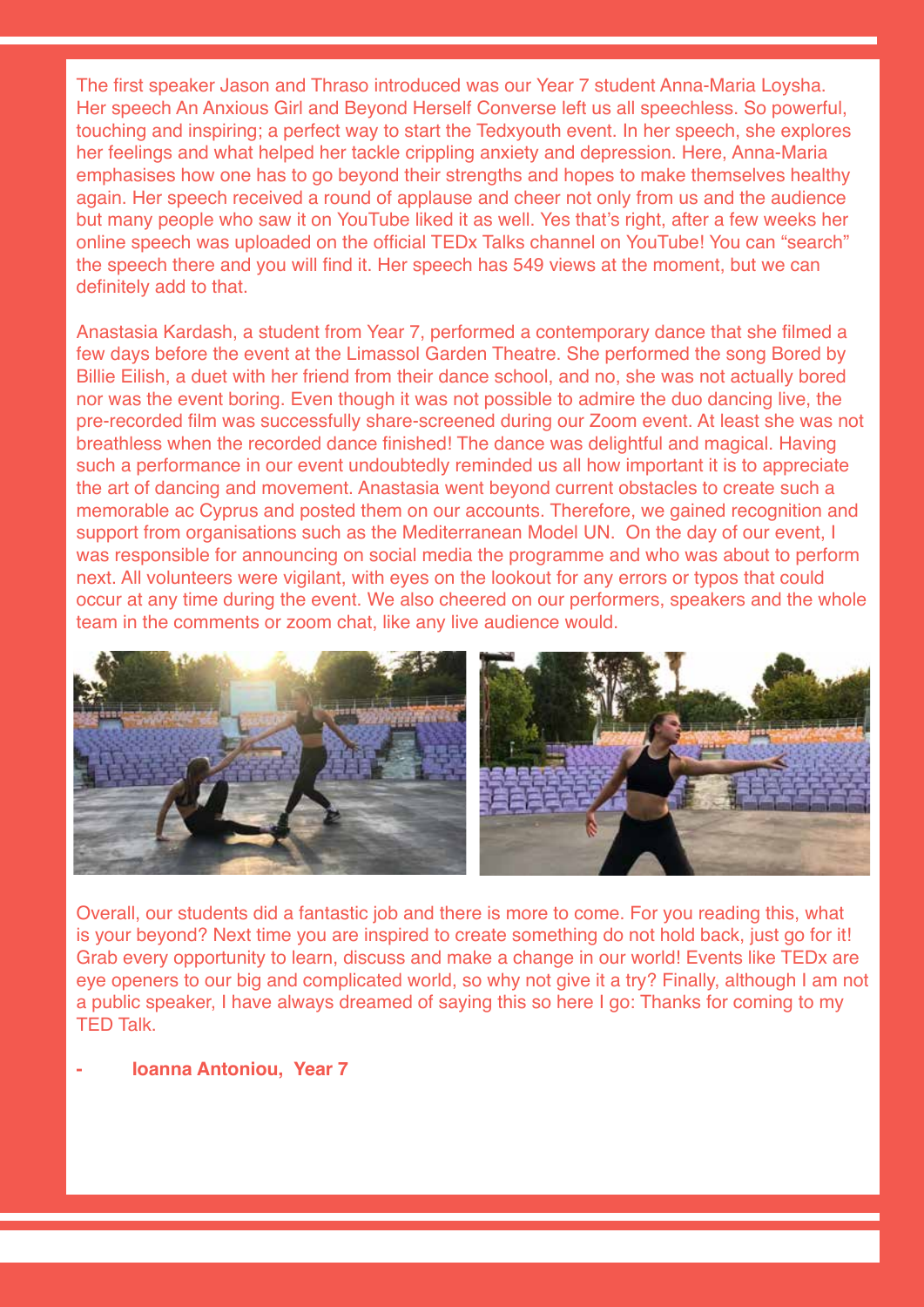The first speaker Jason and Thraso introduced was our Year 7 student Anna-Maria Loysha. Her speech An Anxious Girl and Beyond Herself Converse left us all speechless. So powerful, touching and inspiring; a perfect way to start the Tedxyouth event. In her speech, she explores her feelings and what helped her tackle crippling anxiety and depression. Here, Anna-Maria emphasises how one has to go beyond their strengths and hopes to make themselves healthy again. Her speech received a round of applause and cheer not only from us and the audience but many people who saw it on YouTube liked it as well. Yes that's right, after a few weeks her online speech was uploaded on the official TEDx Talks channel on YouTube! You can "search" the speech there and you will find it. Her speech has 549 views at the moment, but we can definitely add to that.

Anastasia Kardash, a student from Year 7, performed a contemporary dance that she filmed a few days before the event at the Limassol Garden Theatre. She performed the song Bored by Billie Eilish, a duet with her friend from their dance school, and no, she was not actually bored nor was the event boring. Even though it was not possible to admire the duo dancing live, the pre-recorded film was successfully share-screened during our Zoom event. At least she was not breathless when the recorded dance finished! The dance was delightful and magical. Having such a performance in our event undoubtedly reminded us all how important it is to appreciate the art of dancing and movement. Anastasia went beyond current obstacles to create such a memorable ac Cyprus and posted them on our accounts. Therefore, we gained recognition and support from organisations such as the Mediterranean Model UN. On the day of our event, I was responsible for announcing on social media the programme and who was about to perform next. All volunteers were vigilant, with eyes on the lookout for any errors or typos that could occur at any time during the event. We also cheered on our performers, speakers and the whole team in the comments or zoom chat, like any live audience would.

Overall, our students did a fantastic job and there is more to come. For you reading this, what is your beyond? Next time you are inspired to create something do not hold back, just go for it! Grab every opportunity to learn, discuss and make a change in our world! Events like TEDx are eye openers to our big and complicated world, so why not give it a try? Finally, although I am not a public speaker, I have always dreamed of saying this so here I go: Thanks for coming to my TED Talk.

- **Ioanna Antoniou, Year 7**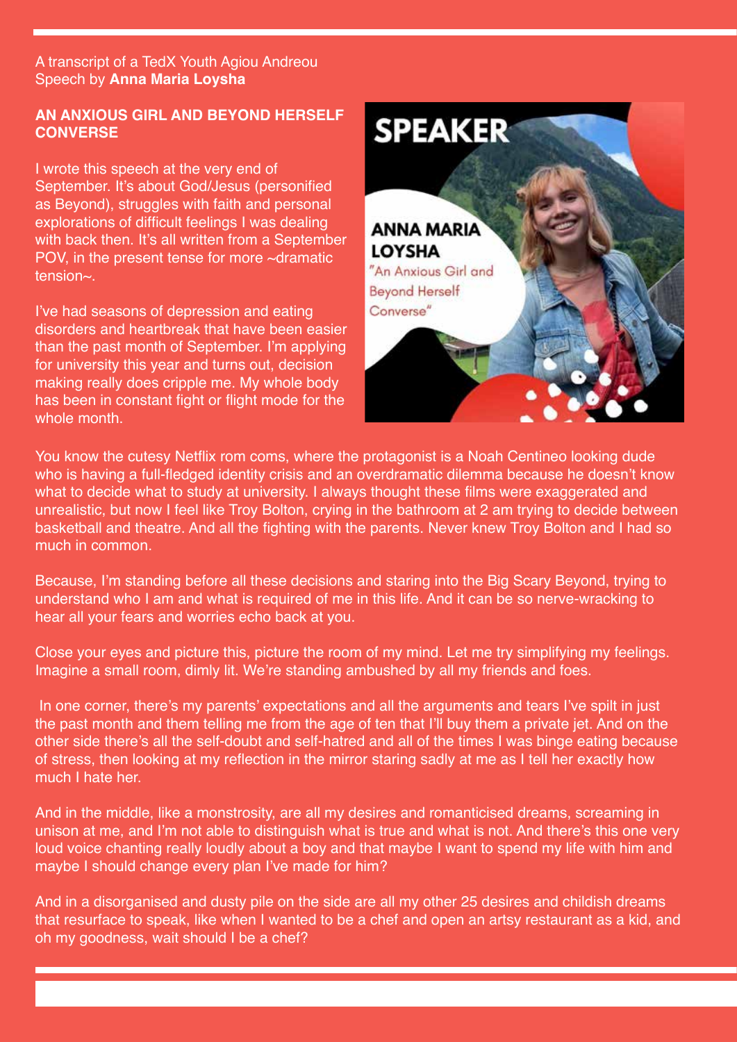A transcript of a TedX Youth Agiou Andreou
Speech by **Anna Maria Loysha**

**AN ANXIOUS GIRL AND BEYOND HERSELF CONVERSE**

I wrote this speech at the very end of September. It's about God/Jesus (personified as Beyond), struggles with faith and personal explorations of difficult feelings I was dealing with back then. It's all written from a September POV, in the present tense for more ~dramatic tension~.

I've had seasons of depression and eating disorders and heartbreak that have been easier than the past month of September. I'm applying for university this year and turns out, decision making really does cripple me. My whole body has been in constant fight or flight mode for the whole month.

SPEAKER

ANNA MARIA LOYSHA
"An Anxious Girl and Beyond Herself Converse"

You know the cutesy Netflix rom coms, where the protagonist is a Noah Centineo looking dude who is having a full-fledged identity crisis and an overdramatic dilemma because he doesn't know what to decide what to study at university. I always thought these films were exaggerated and unrealistic, but now I feel like Troy Bolton, crying in the bathroom at 2 am trying to decide between basketball and theatre. And all the fighting with the parents. Never knew Troy Bolton and I had so much in common.

Because, I'm standing before all these decisions and staring into the Big Scary Beyond, trying to understand who I am and what is required of me in this life. And it can be so nerve-wracking to hear all your fears and worries echo back at you.

Close your eyes and picture this, picture the room of my mind. Let me try simplifying my feelings. Imagine a small room, dimly lit. We're standing ambushed by all my friends and foes.

In one corner, there's my parents' expectations and all the arguments and tears I've spilt in just the past month and them telling me from the age of ten that I'll buy them a private jet. And on the other side there's all the self-doubt and self-hatred and all of the times I was binge eating because of stress, then looking at my reflection in the mirror staring sadly at me as I tell her exactly how much I hate her.

And in the middle, like a monstrosity, are all my desires and romanticised dreams, screaming in unison at me, and I'm not able to distinguish what is true and what is not. And there's this one very loud voice chanting really loudly about a boy and that maybe I want to spend my life with him and maybe I should change every plan I've made for him?

And in a disorganised and dusty pile on the side are all my other 25 desires and childish dreams that resurface to speak, like when I wanted to be a chef and open an artsy restaurant as a kid, and oh my goodness, wait should I be a chef?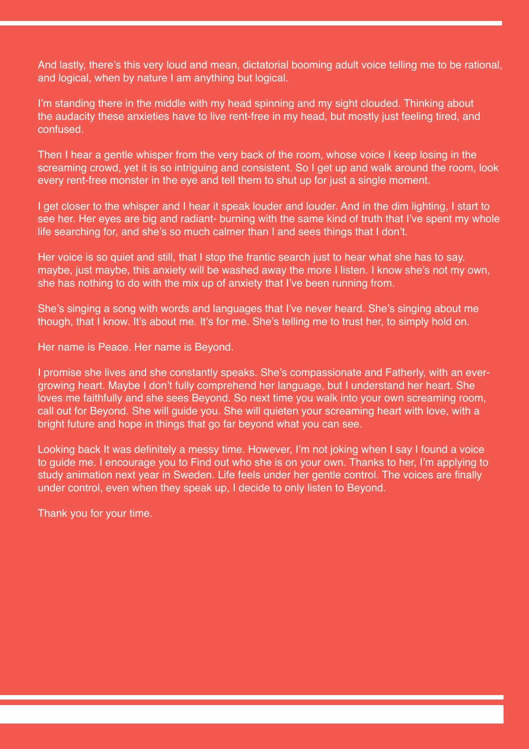And lastly, there's this very loud and mean, dictatorial booming adult voice telling me to be rational, and logical, when by nature I am anything but logical.

I'm standing there in the middle with my head spinning and my sight clouded. Thinking about the audacity these anxieties have to live rent-free in my head, but mostly just feeling tired, and confused.

Then I hear a gentle whisper from the very back of the room, whose voice I keep losing in the screaming crowd, yet it is so intriguing and consistent. So I get up and walk around the room, look every rent-free monster in the eye and tell them to shut up for just a single moment.

I get closer to the whisper and I hear it speak louder and louder. And in the dim lighting, I start to see her. Her eyes are big and radiant- burning with the same kind of truth that I've spent my whole life searching for, and she's so much calmer than I and sees things that I don't.

Her voice is so quiet and still, that I stop the frantic search just to hear what she has to say. maybe, just maybe, this anxiety will be washed away the more I listen. I know she's not my own, she has nothing to do with the mix up of anxiety that I've been running from.

She's singing a song with words and languages that I've never heard. She's singing about me though, that I know. It's about me. It's for me. She's telling me to trust her, to simply hold on.

Her name is Peace. Her name is Beyond.

I promise she lives and she constantly speaks. She's compassionate and Fatherly, with an ever-growing heart. Maybe I don't fully comprehend her language, but I understand her heart. She loves me faithfully and she sees Beyond. So next time you walk into your own screaming room, call out for Beyond. She will guide you. She will quieten your screaming heart with love, with a bright future and hope in things that go far beyond what you can see.

Looking back It was definitely a messy time. However, I'm not joking when I say I found a voice to guide me. I encourage you to Find out who she is on your own. Thanks to her, I'm applying to study animation next year in Sweden. Life feels under her gentle control. The voices are finally under control, even when they speak up, I decide to only listen to Beyond.

Thank you for your time.